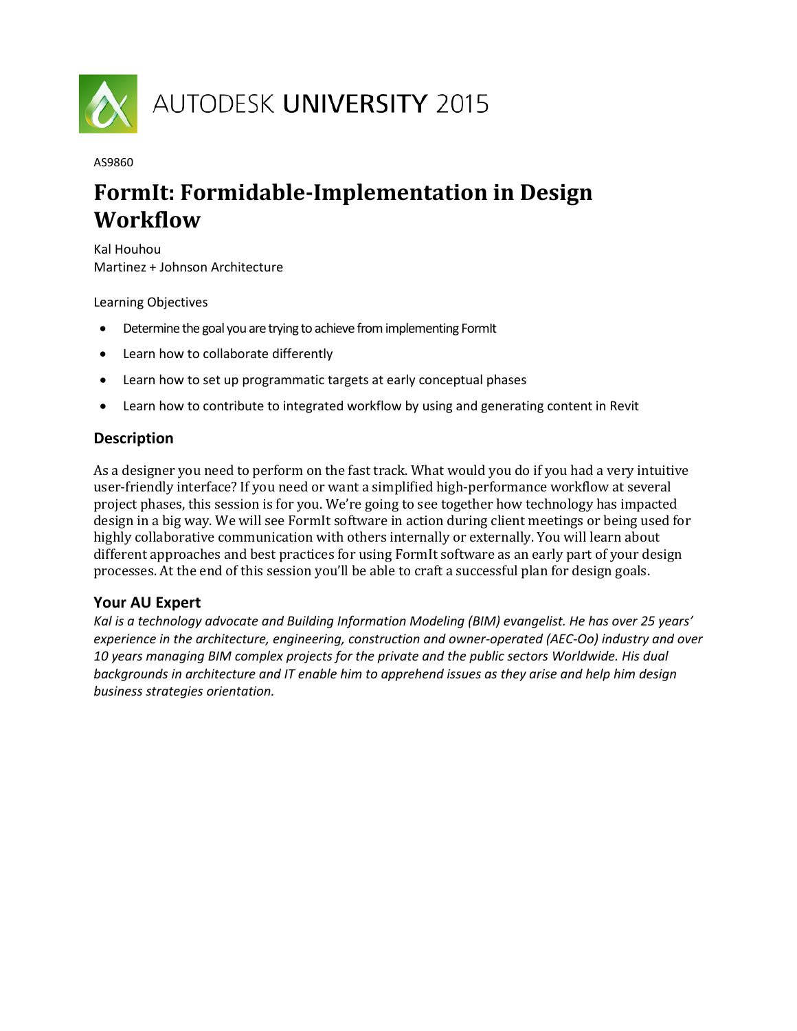AUTODESK UNIVERSITY 2015

AS9860

# FormIt: Formidable-Implementation in Design Workflow

Kal Houhou
Martinez + Johnson Architecture

Learning Objectives

- Determine the goal you are trying to achieve from implementing FormIt
- Learn how to collaborate differently
- Learn how to set up programmatic targets at early conceptual phases
- Learn how to contribute to integrated workflow by using and generating content in Revit

## Description

As a designer you need to perform on the fast track. What would you do if you had a very intuitive user-friendly interface? If you need or want a simplified high-performance workflow at several project phases, this session is for you. We're going to see together how technology has impacted design in a big way. We will see FormIt software in action during client meetings or being used for highly collaborative communication with others internally or externally. You will learn about different approaches and best practices for using FormIt software as an early part of your design processes. At the end of this session you'll be able to craft a successful plan for design goals.

## Your AU Expert

*Kal is a technology advocate and Building Information Modeling (BIM) evangelist. He has over 25 years' experience in the architecture, engineering, construction and owner-operated (AEC-Oo) industry and over 10 years managing BIM complex projects for the private and the public sectors Worldwide. His dual backgrounds in architecture and IT enable him to apprehend issues as they arise and help him design business strategies orientation.*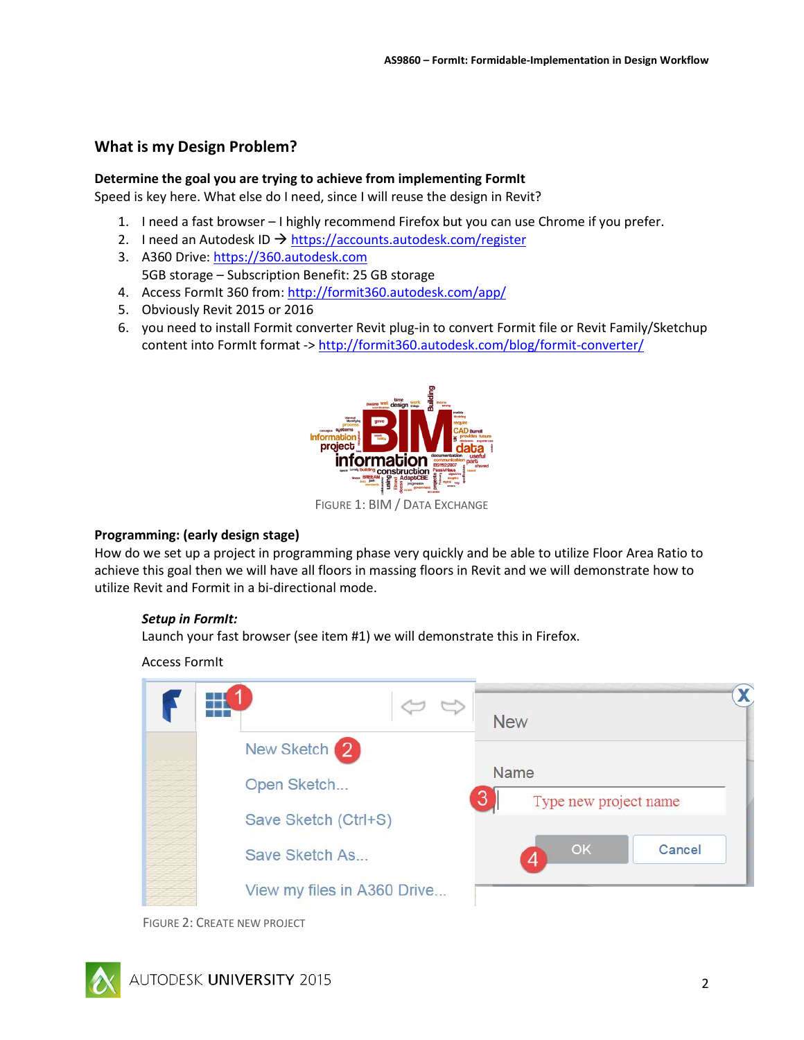## What is my Design Problem?

**Determine the goal you are trying to achieve from implementing FormIt**
Speed is key here. What else do I need, since I will reuse the design in Revit?

1. I need a fast browser – I highly recommend Firefox but you can use Chrome if you prefer.
2. I need an Autodesk ID → https://accounts.autodesk.com/register
3. A360 Drive: https://360.autodesk.com
   5GB storage – Subscription Benefit: 25 GB storage
4. Access FormIt 360 from: http://formit360.autodesk.com/app/
5. Obviously Revit 2015 or 2016
6. you need to install Formit converter Revit plug-in to convert Formit file or Revit Family/Sketchup content into FormIt format -> http://formit360.autodesk.com/blog/formit-converter/

FIGURE 1: BIM / DATA EXCHANGE

**Programming: (early design stage)**
How do we set up a project in programming phase very quickly and be able to utilize Floor Area Ratio to achieve this goal then we will have all floors in massing floors in Revit and we will demonstrate how to utilize Revit and Formit in a bi-directional mode.

***Setup in FormIt:***
Launch your fast browser (see item #1) we will demonstrate this in Firefox.

Access FormIt

FIGURE 2: CREATE NEW PROJECT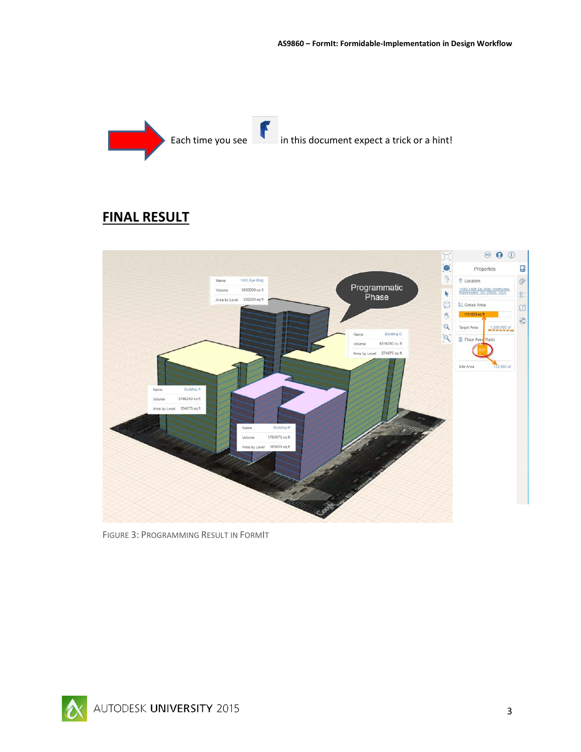Each time you see in this document expect a trick or a hint!

## FINAL RESULT

FIGURE 3: PROGRAMMING RESULT IN FORMIT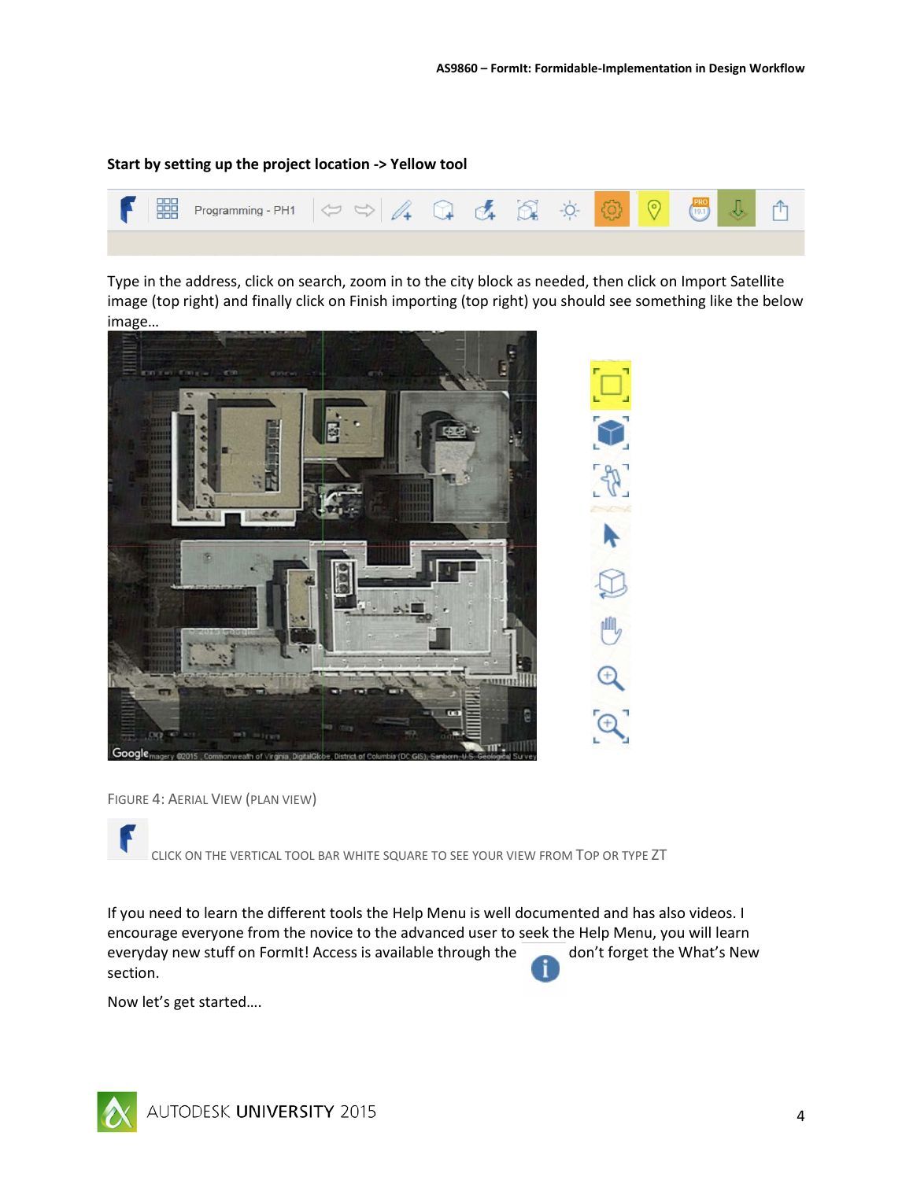**Start by setting up the project location -> Yellow tool**

Type in the address, click on search, zoom in to the city block as needed, then click on Import Satellite image (top right) and finally click on Finish importing (top right) you should see something like the below image…

FIGURE 4: AERIAL VIEW (PLAN VIEW)

CLICK ON THE VERTICAL TOOL BAR WHITE SQUARE TO SEE YOUR VIEW FROM TOP OR TYPE ZT

If you need to learn the different tools the Help Menu is well documented and has also videos. I encourage everyone from the novice to the advanced user to seek the Help Menu, you will learn everyday new stuff on FormIt! Access is available through the don't forget the What's New section.

Now let's get started….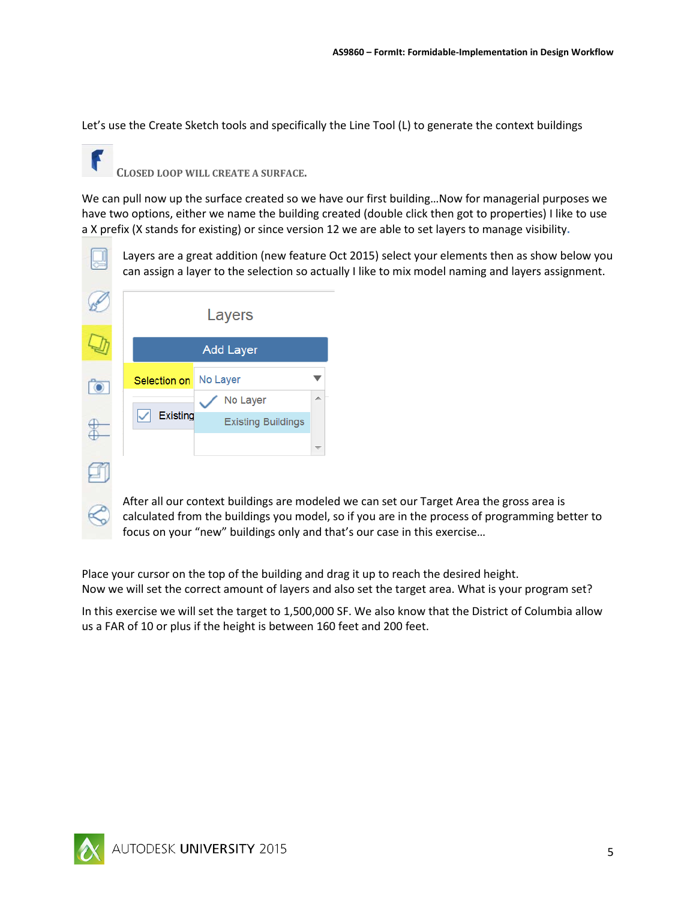Let's use the Create Sketch tools and specifically the Line Tool (L) to generate the context buildings

CLOSED LOOP WILL CREATE A SURFACE.

We can pull now up the surface created so we have our first building…Now for managerial purposes we have two options, either we name the building created (double click then got to properties) I like to use a X prefix (X stands for existing) or since version 12 we are able to set layers to manage visibility.

Layers are a great addition (new feature Oct 2015) select your elements then as show below you can assign a layer to the selection so actually I like to mix model naming and layers assignment.

After all our context buildings are modeled we can set our Target Area the gross area is calculated from the buildings you model, so if you are in the process of programming better to focus on your "new" buildings only and that's our case in this exercise…

Place your cursor on the top of the building and drag it up to reach the desired height.
Now we will set the correct amount of layers and also set the target area. What is your program set?

In this exercise we will set the target to 1,500,000 SF. We also know that the District of Columbia allow us a FAR of 10 or plus if the height is between 160 feet and 200 feet.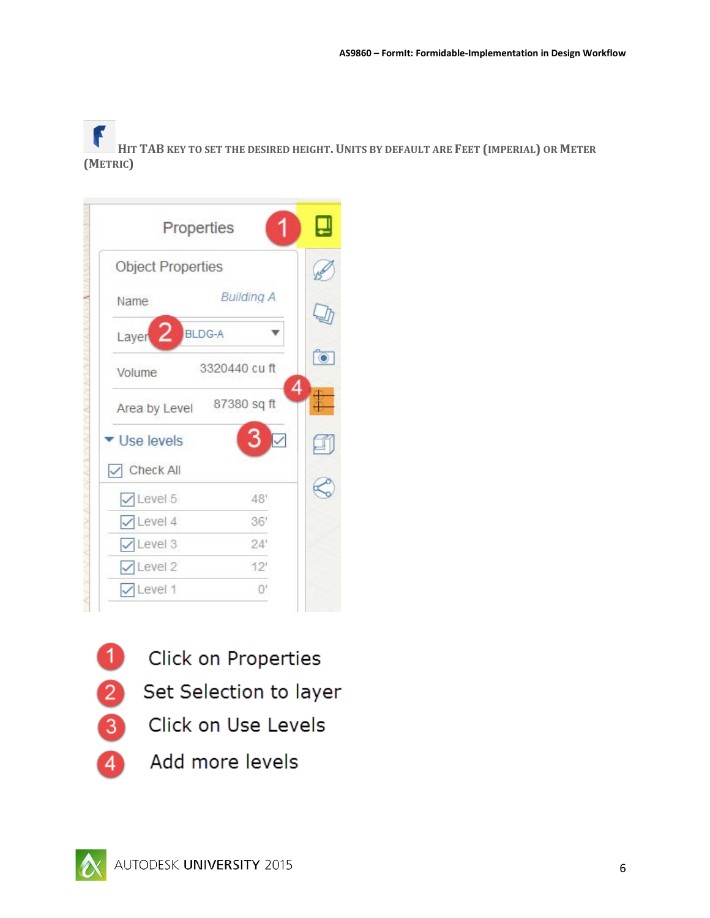HIT TAB KEY TO SET THE DESIRED HEIGHT. UNITS BY DEFAULT ARE FEET (IMPERIAL) OR METER (METRIC)

Properties

Object Properties

| | |
|---|---|
| Name | Building A |
| Layer | BLDG-A |
| Volume | 3320440 cu ft |
| Area by Level | 87380 sq ft |

Use levels

Check All

| | |
|---|---|
| Level 5 | 48' |
| Level 4 | 36' |
| Level 3 | 24' |
| Level 2 | 12' |
| Level 1 | 0' |

1. Click on Properties
2. Set Selection to layer
3. Click on Use Levels
4. Add more levels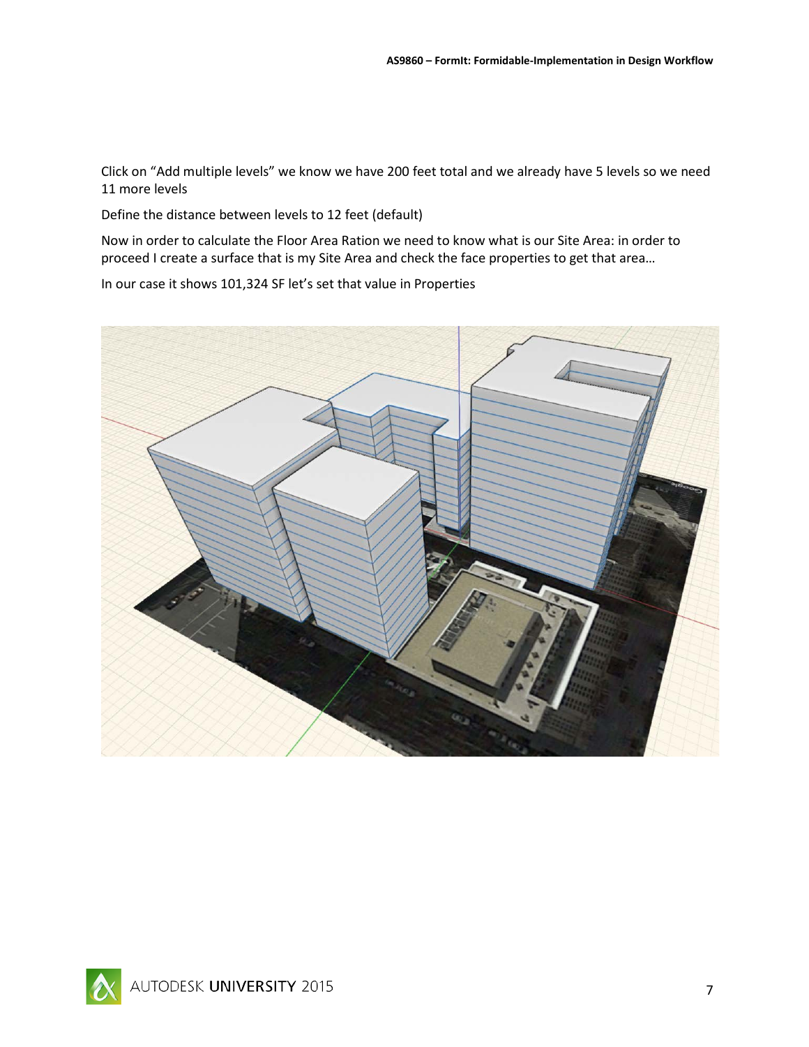Click on “Add multiple levels” we know we have 200 feet total and we already have 5 levels so we need 11 more levels

Define the distance between levels to 12 feet (default)

Now in order to calculate the Floor Area Ration we need to know what is our Site Area: in order to proceed I create a surface that is my Site Area and check the face properties to get that area…

In our case it shows 101,324 SF let’s set that value in Properties